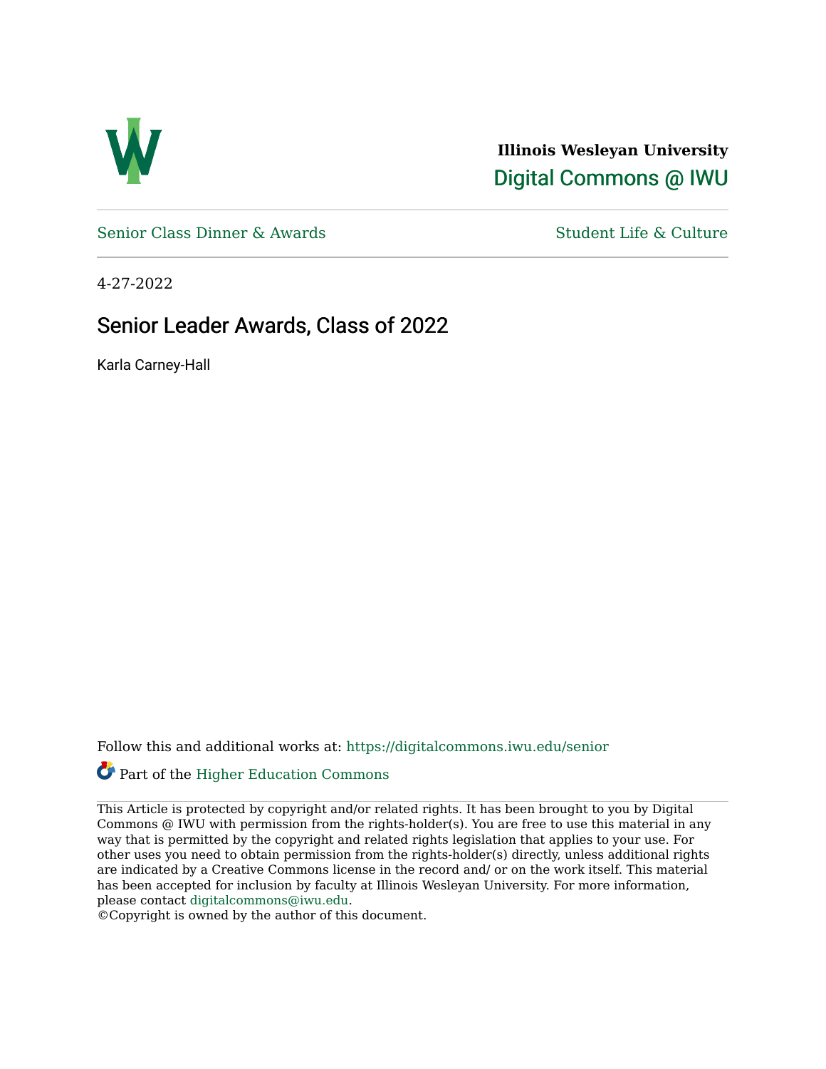Illinois Wesleyan University

Digital Commons @ IWU

Senior Class Dinner & Awards | Student Life & Culture

4-27-2022

# Senior Leader Awards, Class of 2022

Karla Carney-Hall

Follow this and additional works at: https://digitalcommons.iwu.edu/senior

Part of the Higher Education Commons

This Article is protected by copyright and/or related rights. It has been brought to you by Digital Commons @ IWU with permission from the rights-holder(s). You are free to use this material in any way that is permitted by the copyright and related rights legislation that applies to your use. For other uses you need to obtain permission from the rights-holder(s) directly, unless additional rights are indicated by a Creative Commons license in the record and/ or on the work itself. This material has been accepted for inclusion by faculty at Illinois Wesleyan University. For more information, please contact digitalcommons@iwu.edu.

©Copyright is owned by the author of this document.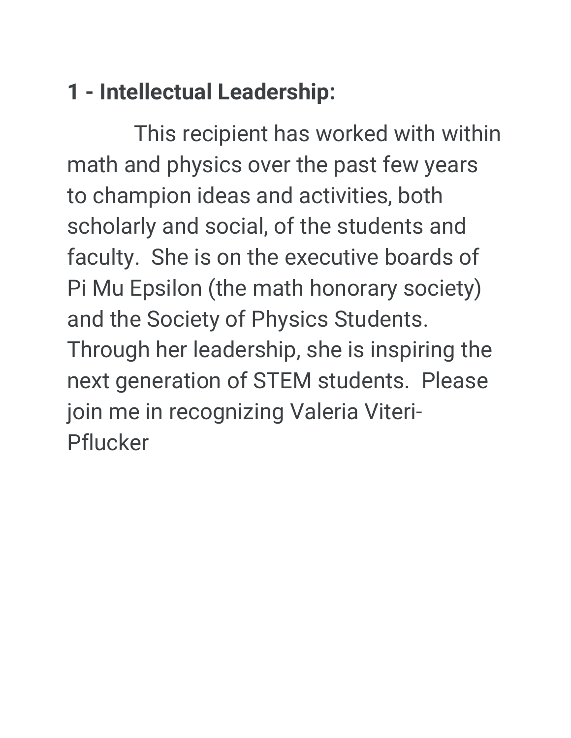**1 - Intellectual Leadership:**

This recipient has worked with within math and physics over the past few years to champion ideas and activities, both scholarly and social, of the students and faculty. She is on the executive boards of Pi Mu Epsilon (the math honorary society) and the Society of Physics Students. Through her leadership, she is inspiring the next generation of STEM students. Please join me in recognizing Valeria Viteri-Pflucker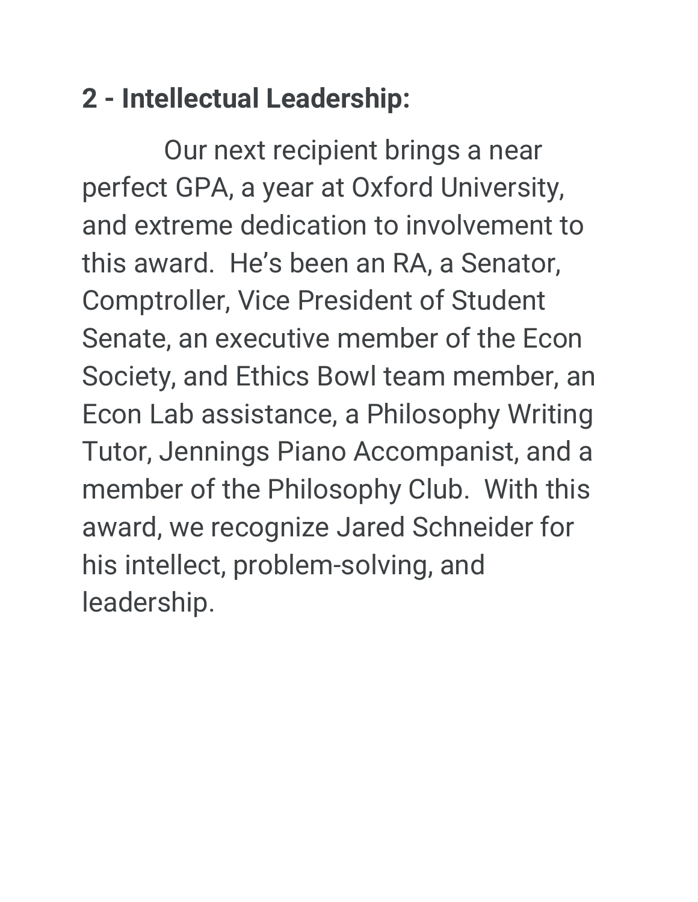**2 - Intellectual Leadership:**

Our next recipient brings a near perfect GPA, a year at Oxford University, and extreme dedication to involvement to this award.  He's been an RA, a Senator, Comptroller, Vice President of Student Senate, an executive member of the Econ Society, and Ethics Bowl team member, an Econ Lab assistance, a Philosophy Writing Tutor, Jennings Piano Accompanist, and a member of the Philosophy Club.  With this award, we recognize Jared Schneider for his intellect, problem-solving, and leadership.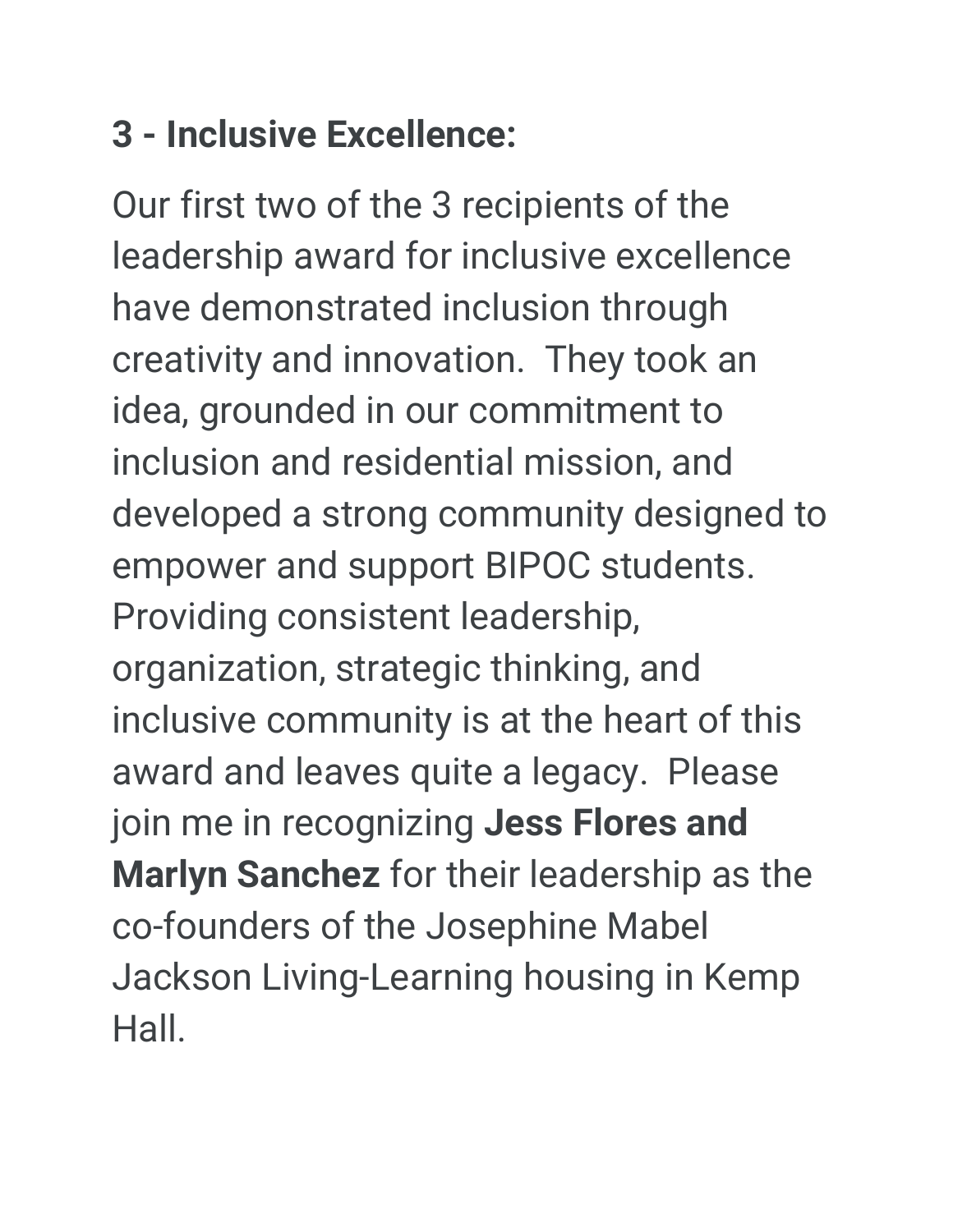**3 - Inclusive Excellence:**

Our first two of the 3 recipients of the leadership award for inclusive excellence have demonstrated inclusion through creativity and innovation. They took an idea, grounded in our commitment to inclusion and residential mission, and developed a strong community designed to empower and support BIPOC students. Providing consistent leadership, organization, strategic thinking, and inclusive community is at the heart of this award and leaves quite a legacy. Please join me in recognizing **Jess Flores and Marlyn Sanchez** for their leadership as the co-founders of the Josephine Mabel Jackson Living-Learning housing in Kemp Hall.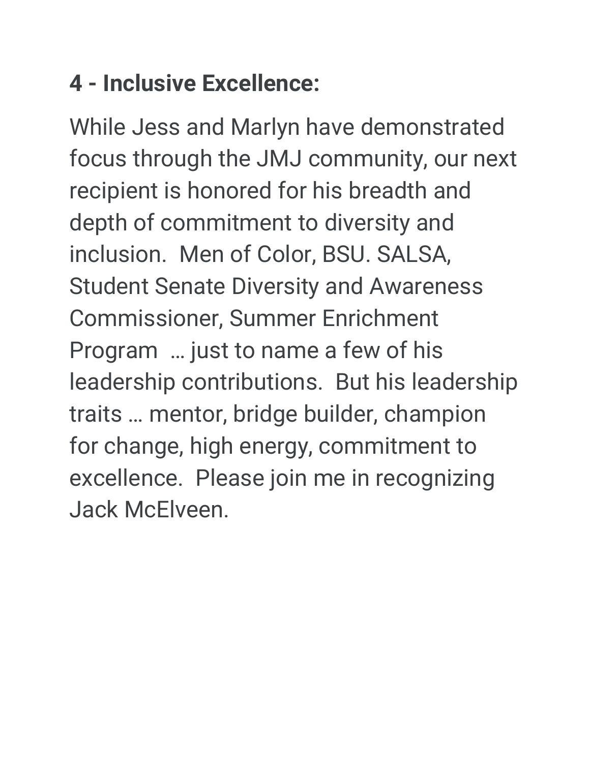**4 - Inclusive Excellence:**

While Jess and Marlyn have demonstrated focus through the JMJ community, our next recipient is honored for his breadth and depth of commitment to diversity and inclusion. Men of Color, BSU. SALSA, Student Senate Diversity and Awareness Commissioner, Summer Enrichment Program … just to name a few of his leadership contributions. But his leadership traits … mentor, bridge builder, champion for change, high energy, commitment to excellence. Please join me in recognizing Jack McElveen.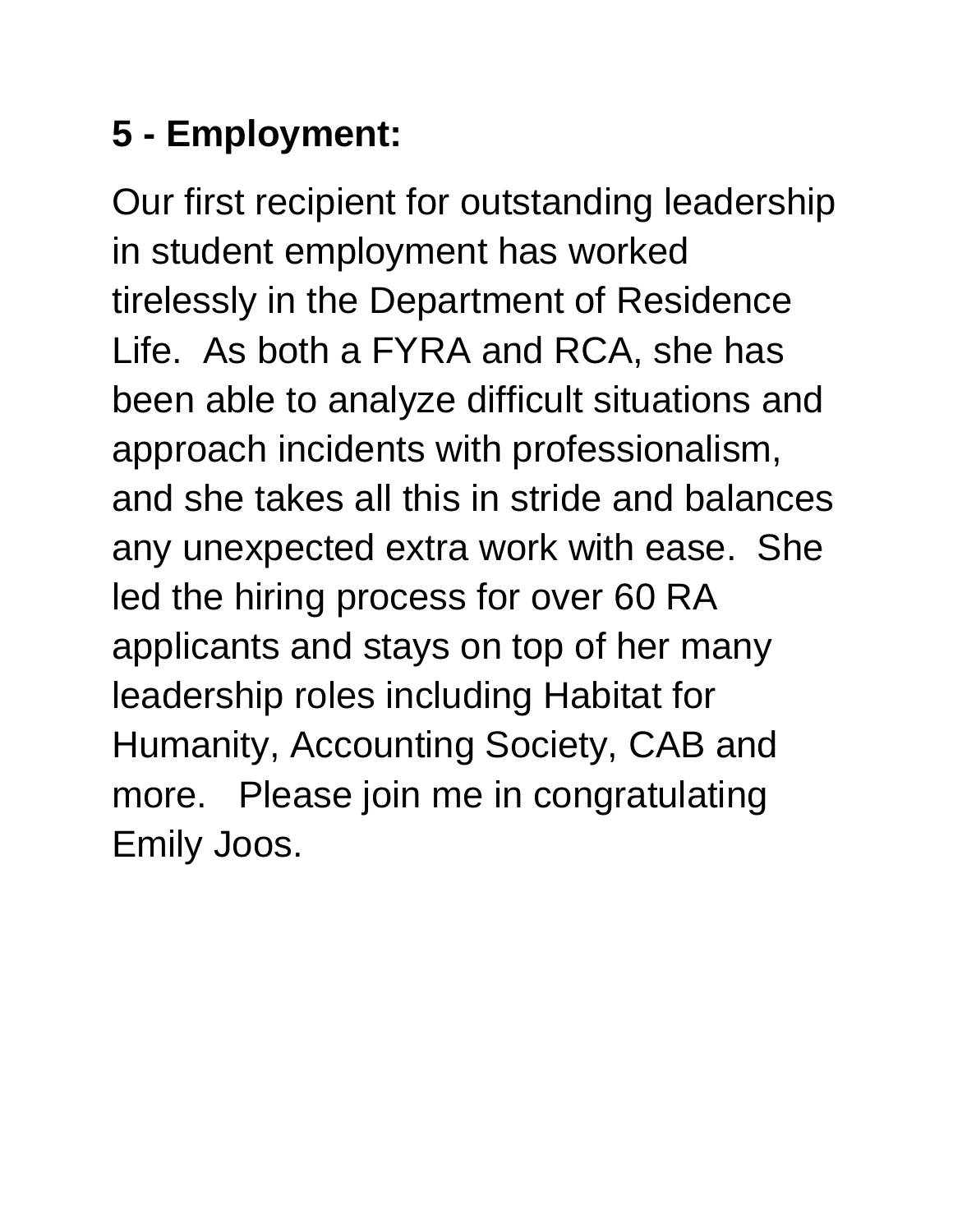## 5 - Employment:

Our first recipient for outstanding leadership in student employment has worked tirelessly in the Department of Residence Life. As both a FYRA and RCA, she has been able to analyze difficult situations and approach incidents with professionalism, and she takes all this in stride and balances any unexpected extra work with ease. She led the hiring process for over 60 RA applicants and stays on top of her many leadership roles including Habitat for Humanity, Accounting Society, CAB and more. Please join me in congratulating Emily Joos.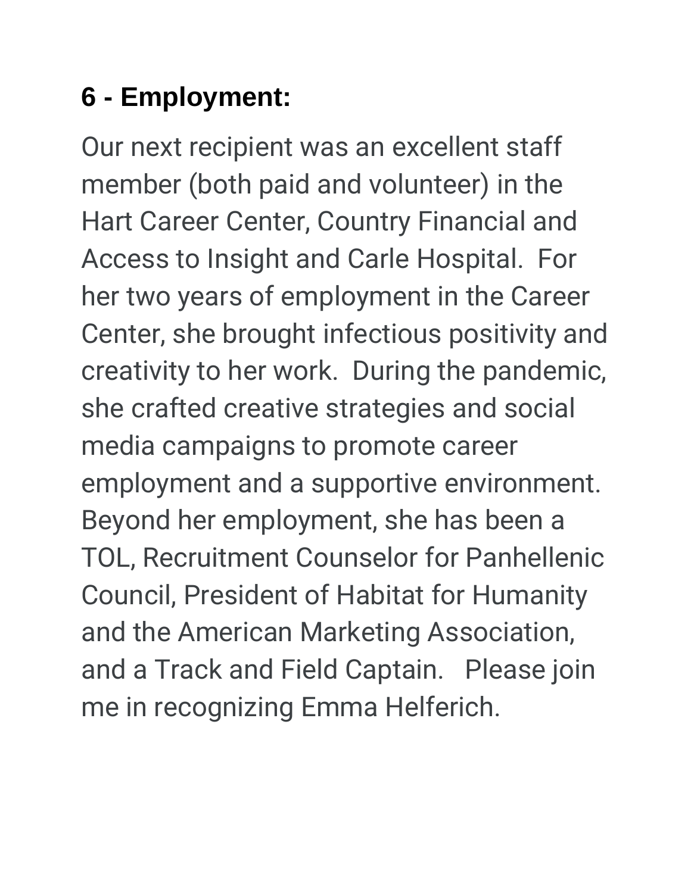**6 - Employment:**

Our next recipient was an excellent staff member (both paid and volunteer) in the Hart Career Center, Country Financial and Access to Insight and Carle Hospital. For her two years of employment in the Career Center, she brought infectious positivity and creativity to her work. During the pandemic, she crafted creative strategies and social media campaigns to promote career employment and a supportive environment. Beyond her employment, she has been a TOL, Recruitment Counselor for Panhellenic Council, President of Habitat for Humanity and the American Marketing Association, and a Track and Field Captain. Please join me in recognizing Emma Helferich.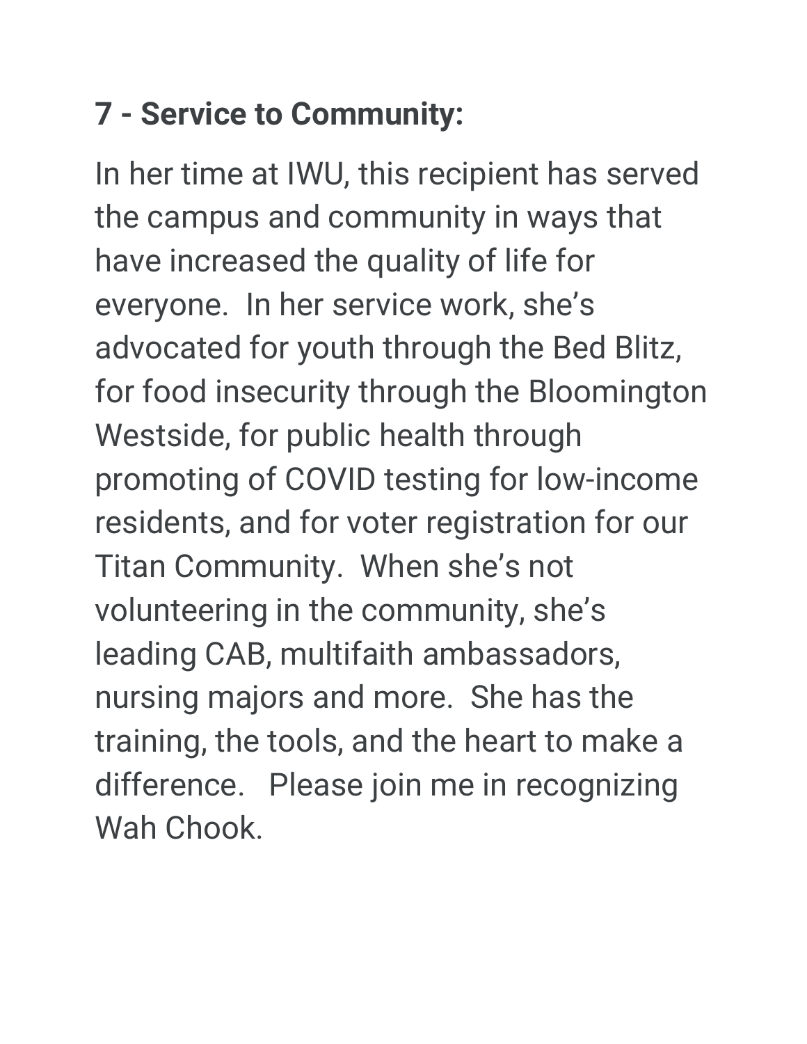**7 - Service to Community:**

In her time at IWU, this recipient has served the campus and community in ways that have increased the quality of life for everyone. In her service work, she's advocated for youth through the Bed Blitz, for food insecurity through the Bloomington Westside, for public health through promoting of COVID testing for low-income residents, and for voter registration for our Titan Community. When she's not volunteering in the community, she's leading CAB, multifaith ambassadors, nursing majors and more. She has the training, the tools, and the heart to make a difference. Please join me in recognizing Wah Chook.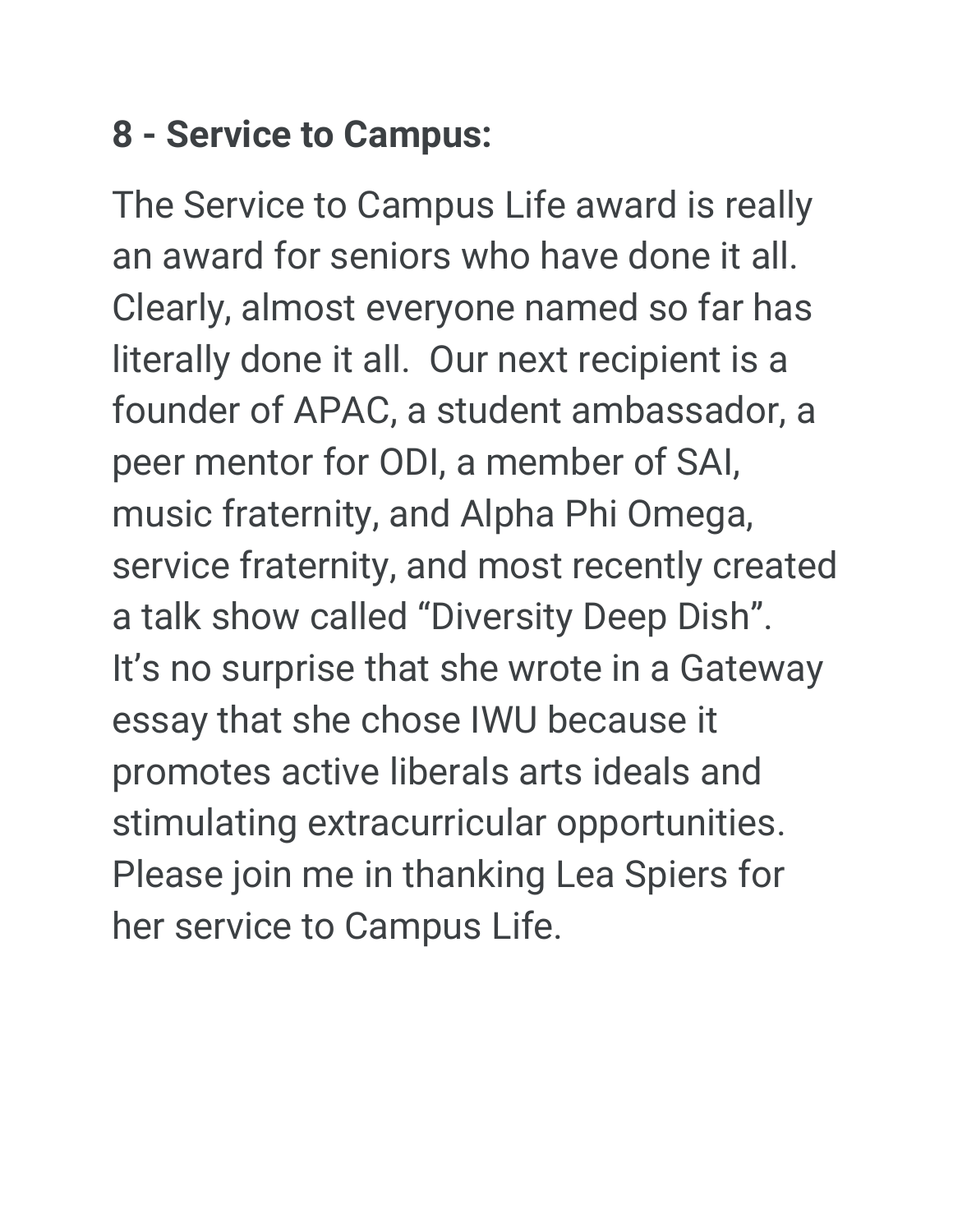**8 - Service to Campus:**

The Service to Campus Life award is really an award for seniors who have done it all. Clearly, almost everyone named so far has literally done it all. Our next recipient is a founder of APAC, a student ambassador, a peer mentor for ODI, a member of SAI, music fraternity, and Alpha Phi Omega, service fraternity, and most recently created a talk show called "Diversity Deep Dish". It's no surprise that she wrote in a Gateway essay that she chose IWU because it promotes active liberals arts ideals and stimulating extracurricular opportunities. Please join me in thanking Lea Spiers for her service to Campus Life.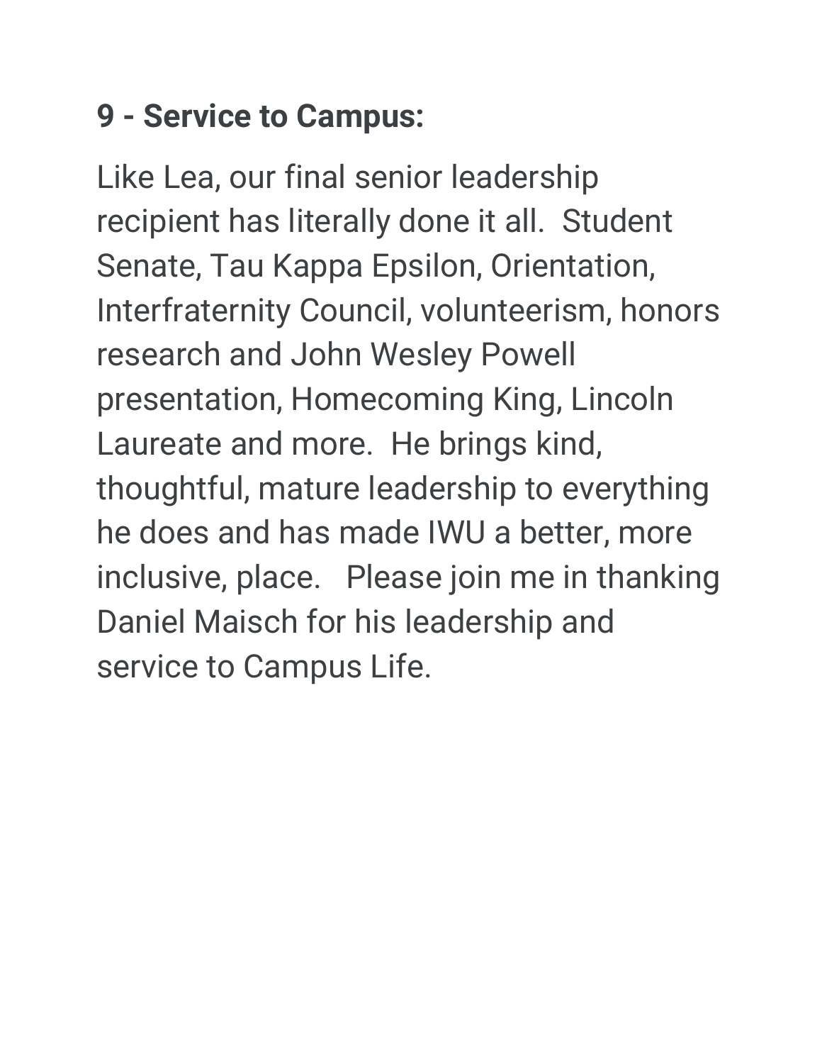**9 - Service to Campus:**

Like Lea, our final senior leadership recipient has literally done it all. Student Senate, Tau Kappa Epsilon, Orientation, Interfraternity Council, volunteerism, honors research and John Wesley Powell presentation, Homecoming King, Lincoln Laureate and more. He brings kind, thoughtful, mature leadership to everything he does and has made IWU a better, more inclusive, place. Please join me in thanking Daniel Maisch for his leadership and service to Campus Life.